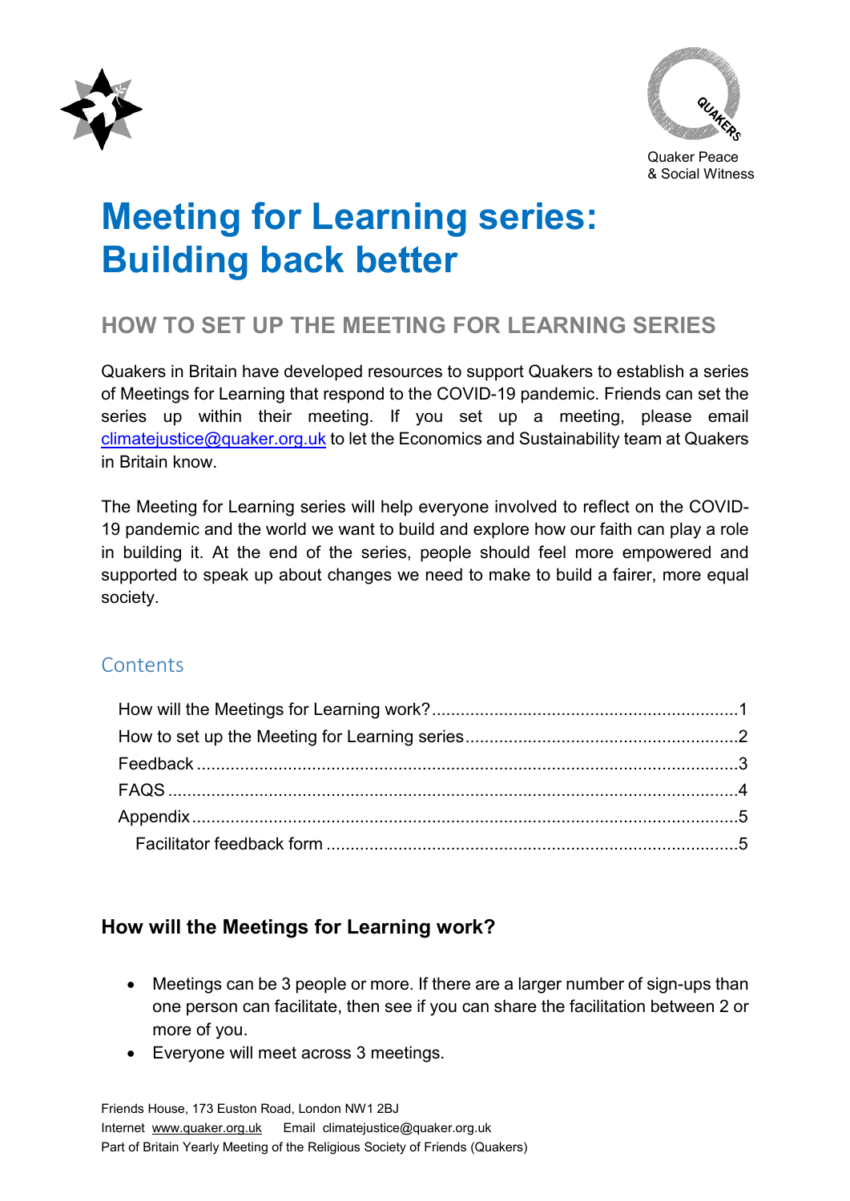Quaker Peace & Social Witness

# Meeting for Learning series: Building back better

## HOW TO SET UP THE MEETING FOR LEARNING SERIES

Quakers in Britain have developed resources to support Quakers to establish a series of Meetings for Learning that respond to the COVID-19 pandemic. Friends can set the series up within their meeting. If you set up a meeting, please email climatejustice@quaker.org.uk to let the Economics and Sustainability team at Quakers in Britain know.

The Meeting for Learning series will help everyone involved to reflect on the COVID-19 pandemic and the world we want to build and explore how our faith can play a role in building it. At the end of the series, people should feel more empowered and supported to speak up about changes we need to make to build a fairer, more equal society.

### Contents

- How will the Meetings for Learning work? ..... 1
- How to set up the Meeting for Learning series ..... 2
- Feedback ..... 3
- FAQS ..... 4
- Appendix ..... 5
  - Facilitator feedback form ..... 5

### How will the Meetings for Learning work?

- Meetings can be 3 people or more. If there are a larger number of sign-ups than one person can facilitate, then see if you can share the facilitation between 2 or more of you.
- Everyone will meet across 3 meetings.

Friends House, 173 Euston Road, London NW1 2BJ
Internet www.quaker.org.uk Email climatejustice@quaker.org.uk
Part of Britain Yearly Meeting of the Religious Society of Friends (Quakers)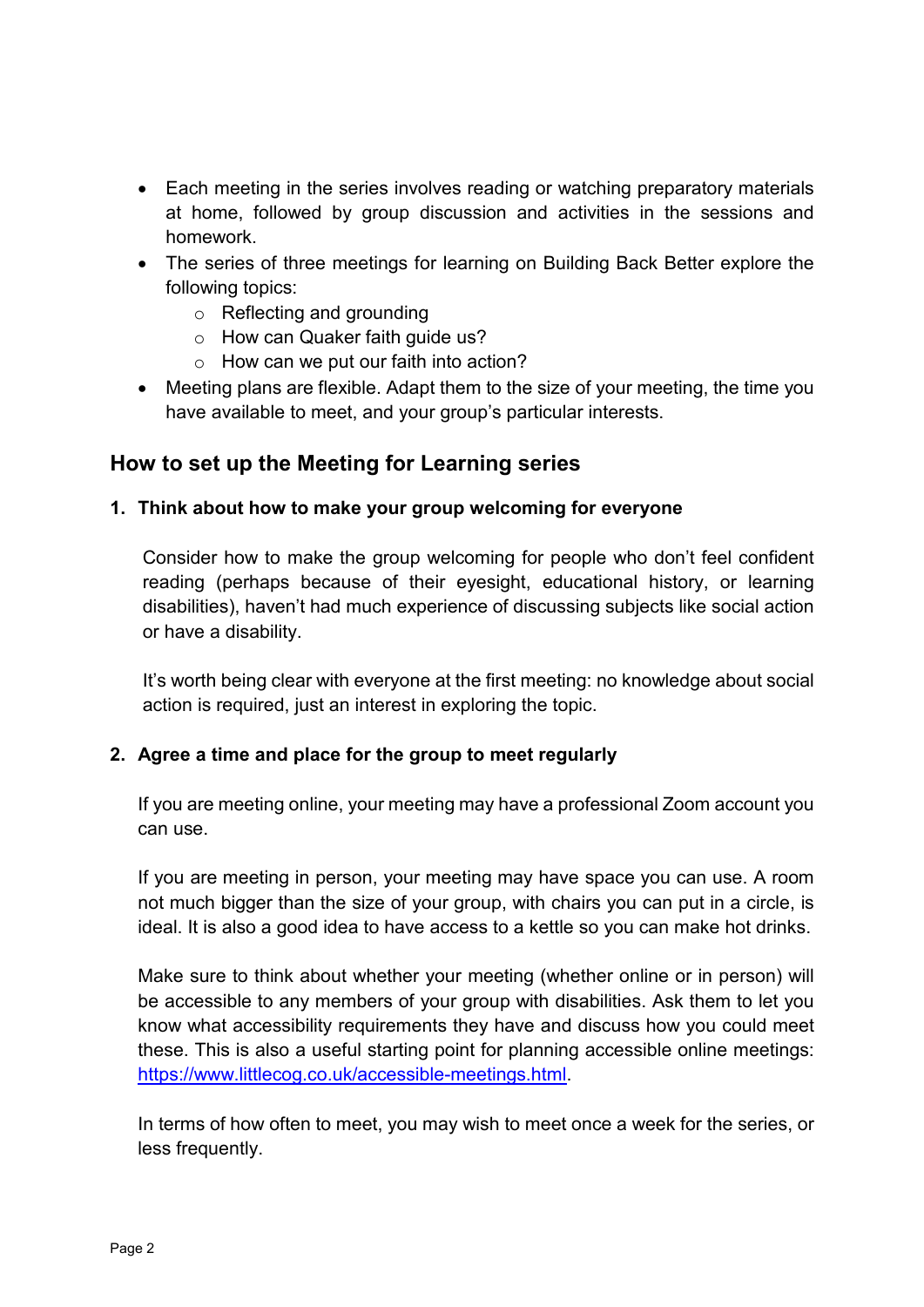- Each meeting in the series involves reading or watching preparatory materials at home, followed by group discussion and activities in the sessions and homework.
- The series of three meetings for learning on Building Back Better explore the following topics:
  - Reflecting and grounding
  - How can Quaker faith guide us?
  - How can we put our faith into action?
- Meeting plans are flexible. Adapt them to the size of your meeting, the time you have available to meet, and your group's particular interests.

## How to set up the Meeting for Learning series

### 1. Think about how to make your group welcoming for everyone

Consider how to make the group welcoming for people who don't feel confident reading (perhaps because of their eyesight, educational history, or learning disabilities), haven't had much experience of discussing subjects like social action or have a disability.

It's worth being clear with everyone at the first meeting: no knowledge about social action is required, just an interest in exploring the topic.

### 2. Agree a time and place for the group to meet regularly

If you are meeting online, your meeting may have a professional Zoom account you can use.

If you are meeting in person, your meeting may have space you can use. A room not much bigger than the size of your group, with chairs you can put in a circle, is ideal. It is also a good idea to have access to a kettle so you can make hot drinks.

Make sure to think about whether your meeting (whether online or in person) will be accessible to any members of your group with disabilities. Ask them to let you know what accessibility requirements they have and discuss how you could meet these. This is also a useful starting point for planning accessible online meetings: [https://www.littlecog.co.uk/accessible-meetings.html](https://www.littlecog.co.uk/accessible-meetings.html).

In terms of how often to meet, you may wish to meet once a week for the series, or less frequently.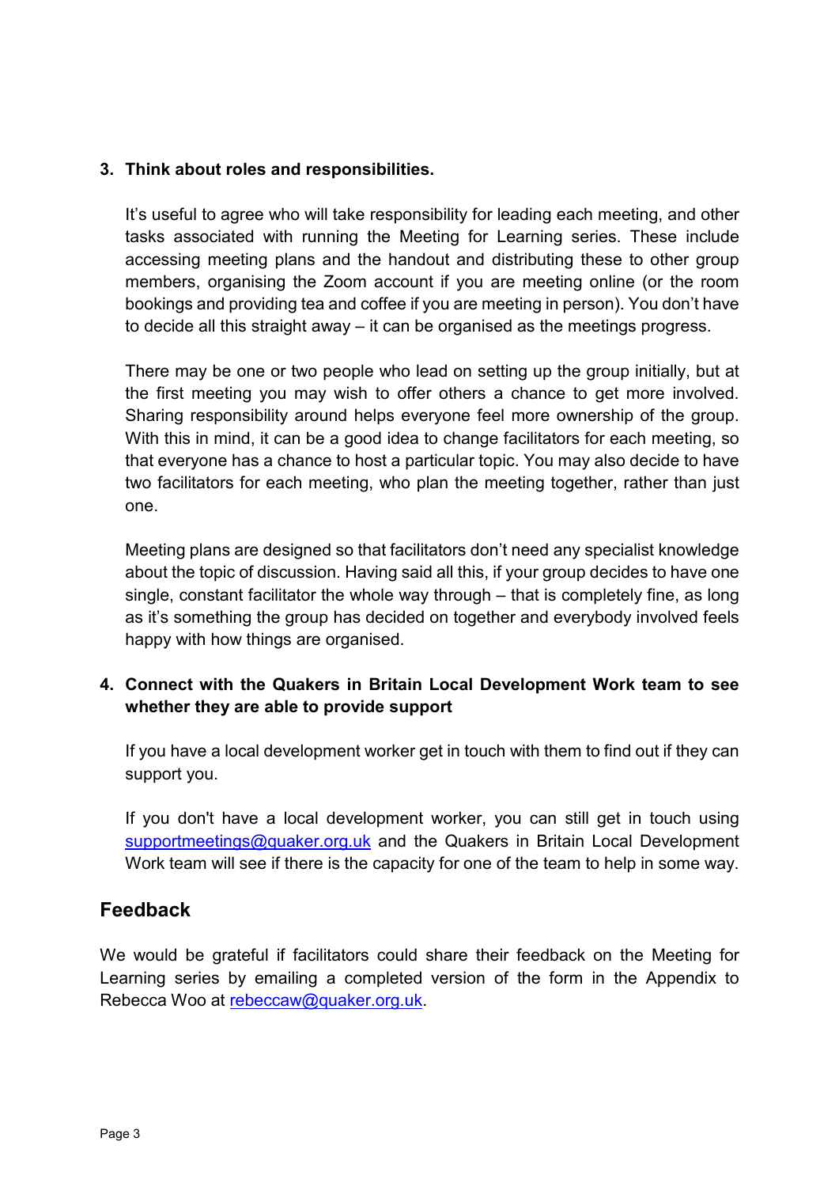3. **Think about roles and responsibilities.**

   It’s useful to agree who will take responsibility for leading each meeting, and other tasks associated with running the Meeting for Learning series. These include accessing meeting plans and the handout and distributing these to other group members, organising the Zoom account if you are meeting online (or the room bookings and providing tea and coffee if you are meeting in person). You don’t have to decide all this straight away – it can be organised as the meetings progress.

   There may be one or two people who lead on setting up the group initially, but at the first meeting you may wish to offer others a chance to get more involved. Sharing responsibility around helps everyone feel more ownership of the group. With this in mind, it can be a good idea to change facilitators for each meeting, so that everyone has a chance to host a particular topic. You may also decide to have two facilitators for each meeting, who plan the meeting together, rather than just one.

   Meeting plans are designed so that facilitators don’t need any specialist knowledge about the topic of discussion. Having said all this, if your group decides to have one single, constant facilitator the whole way through – that is completely fine, as long as it’s something the group has decided on together and everybody involved feels happy with how things are organised.

4. **Connect with the Quakers in Britain Local Development Work team to see whether they are able to provide support**

   If you have a local development worker get in touch with them to find out if they can support you.

   If you don't have a local development worker, you can still get in touch using supportmeetings@quaker.org.uk and the Quakers in Britain Local Development Work team will see if there is the capacity for one of the team to help in some way.

## Feedback

We would be grateful if facilitators could share their feedback on the Meeting for Learning series by emailing a completed version of the form in the Appendix to Rebecca Woo at rebeccaw@quaker.org.uk.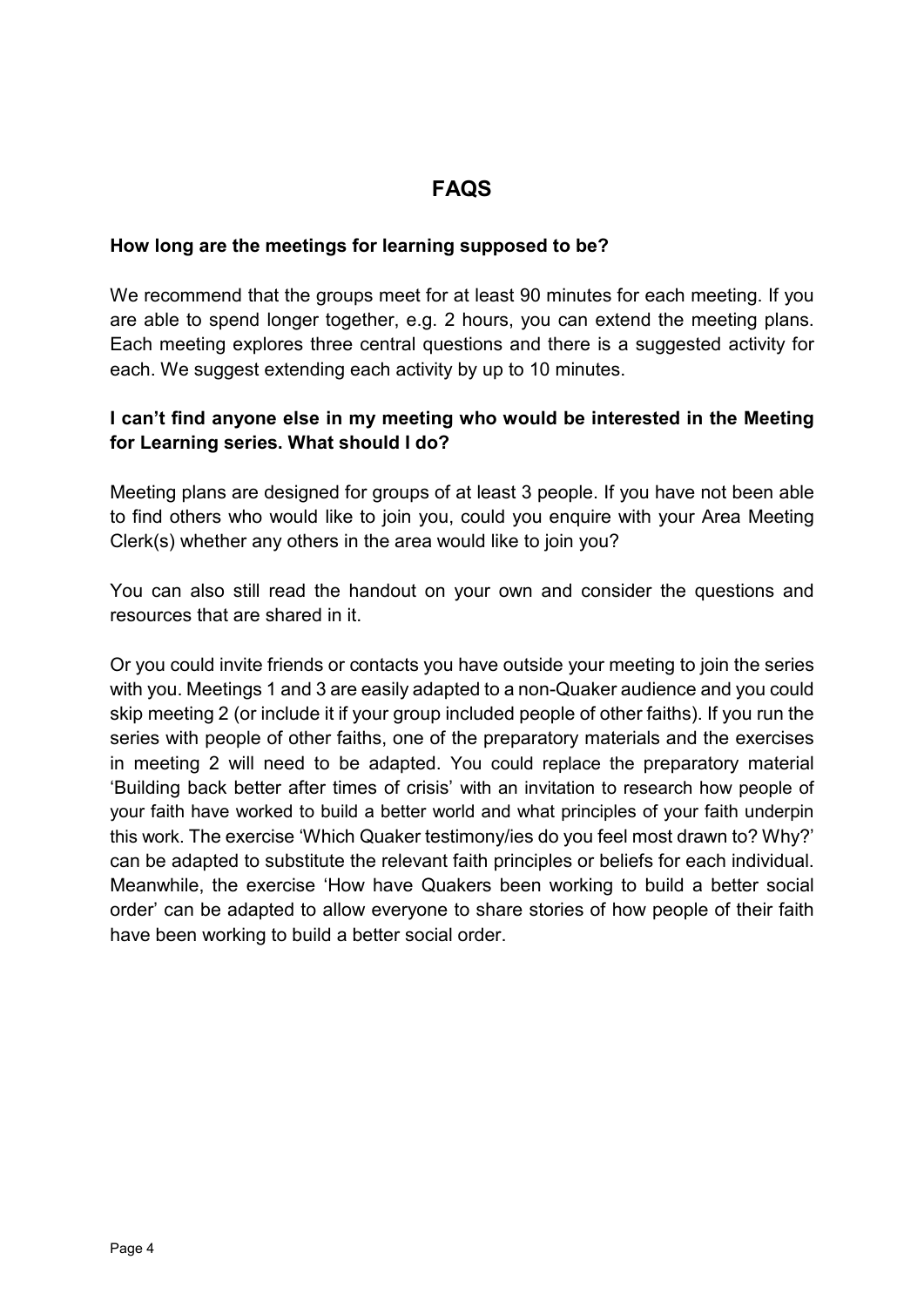# FAQS

**How long are the meetings for learning supposed to be?**

We recommend that the groups meet for at least 90 minutes for each meeting. If you are able to spend longer together, e.g. 2 hours, you can extend the meeting plans. Each meeting explores three central questions and there is a suggested activity for each. We suggest extending each activity by up to 10 minutes.

**I can't find anyone else in my meeting who would be interested in the Meeting for Learning series. What should I do?**

Meeting plans are designed for groups of at least 3 people. If you have not been able to find others who would like to join you, could you enquire with your Area Meeting Clerk(s) whether any others in the area would like to join you?

You can also still read the handout on your own and consider the questions and resources that are shared in it.

Or you could invite friends or contacts you have outside your meeting to join the series with you. Meetings 1 and 3 are easily adapted to a non-Quaker audience and you could skip meeting 2 (or include it if your group included people of other faiths). If you run the series with people of other faiths, one of the preparatory materials and the exercises in meeting 2 will need to be adapted. You could replace the preparatory material 'Building back better after times of crisis' with an invitation to research how people of your faith have worked to build a better world and what principles of your faith underpin this work. The exercise 'Which Quaker testimony/ies do you feel most drawn to? Why?' can be adapted to substitute the relevant faith principles or beliefs for each individual. Meanwhile, the exercise 'How have Quakers been working to build a better social order' can be adapted to allow everyone to share stories of how people of their faith have been working to build a better social order.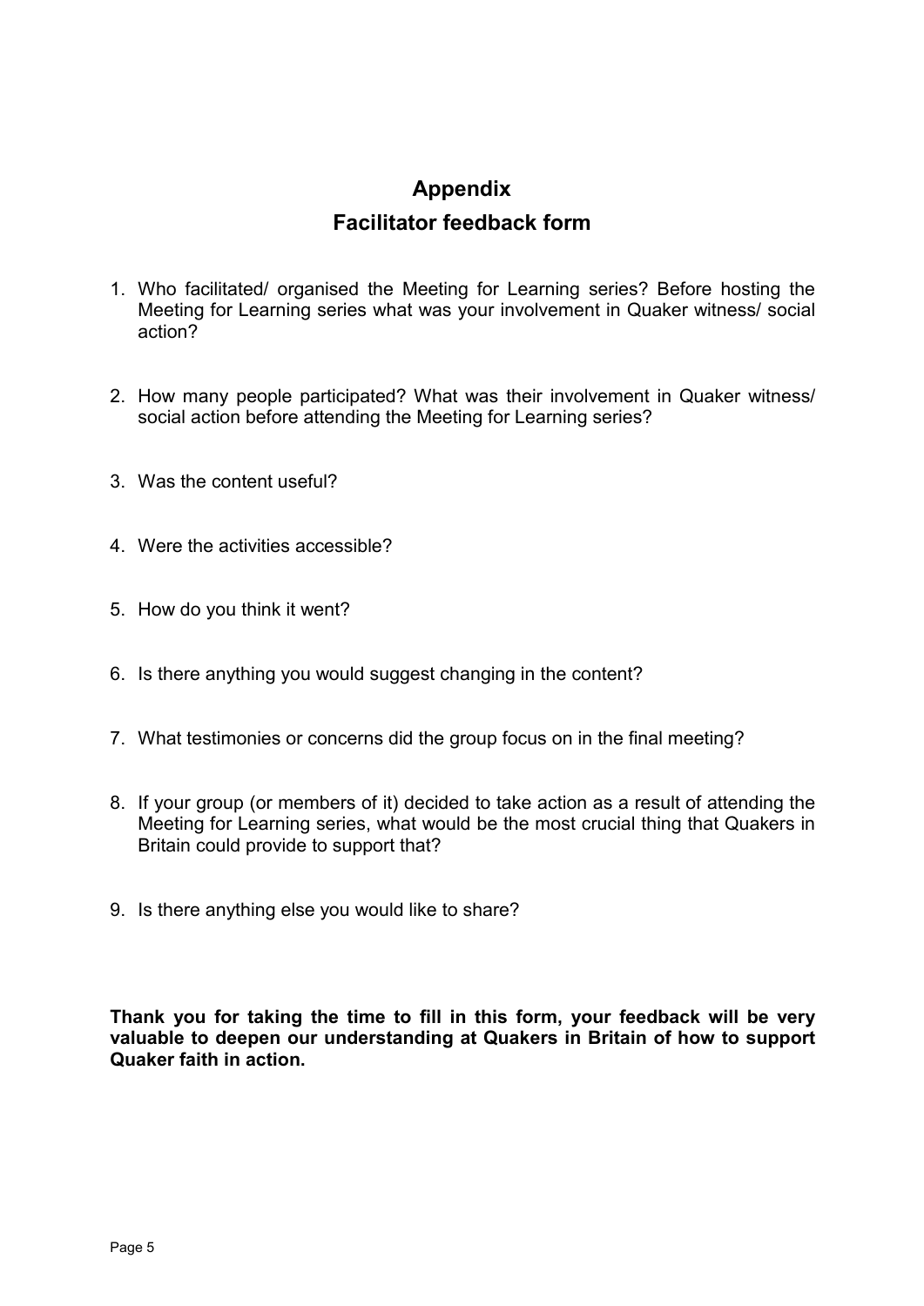## Appendix

## Facilitator feedback form

1. Who facilitated/ organised the Meeting for Learning series? Before hosting the Meeting for Learning series what was your involvement in Quaker witness/ social action?

2. How many people participated? What was their involvement in Quaker witness/ social action before attending the Meeting for Learning series?

3. Was the content useful?

4. Were the activities accessible?

5. How do you think it went?

6. Is there anything you would suggest changing in the content?

7. What testimonies or concerns did the group focus on in the final meeting?

8. If your group (or members of it) decided to take action as a result of attending the Meeting for Learning series, what would be the most crucial thing that Quakers in Britain could provide to support that?

9. Is there anything else you would like to share?

**Thank you for taking the time to fill in this form, your feedback will be very valuable to deepen our understanding at Quakers in Britain of how to support Quaker faith in action.**